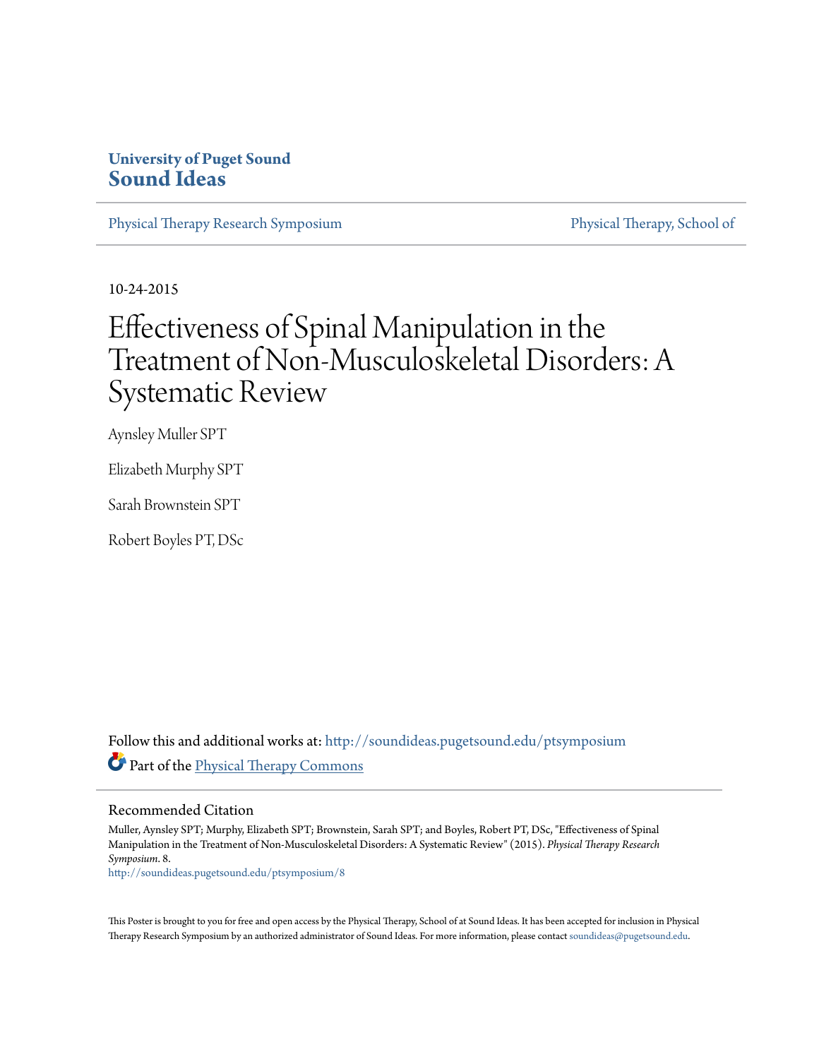University of Puget Sound
**Sound Ideas**

Physical Therapy Research Symposium | Physical Therapy, School of

10-24-2015

# Effectiveness of Spinal Manipulation in the Treatment of Non-Musculoskeletal Disorders: A Systematic Review

Aynsley Muller SPT

Elizabeth Murphy SPT

Sarah Brownstein SPT

Robert Boyles PT, DSc

Follow this and additional works at: http://soundideas.pugetsound.edu/ptsymposium

Part of the Physical Therapy Commons

## Recommended Citation

Muller, Aynsley SPT; Murphy, Elizabeth SPT; Brownstein, Sarah SPT; and Boyles, Robert PT, DSc, "Effectiveness of Spinal Manipulation in the Treatment of Non-Musculoskeletal Disorders: A Systematic Review" (2015). *Physical Therapy Research Symposium*. 8.
http://soundideas.pugetsound.edu/ptsymposium/8

This Poster is brought to you for free and open access by the Physical Therapy, School of at Sound Ideas. It has been accepted for inclusion in Physical Therapy Research Symposium by an authorized administrator of Sound Ideas. For more information, please contact soundideas@pugetsound.edu.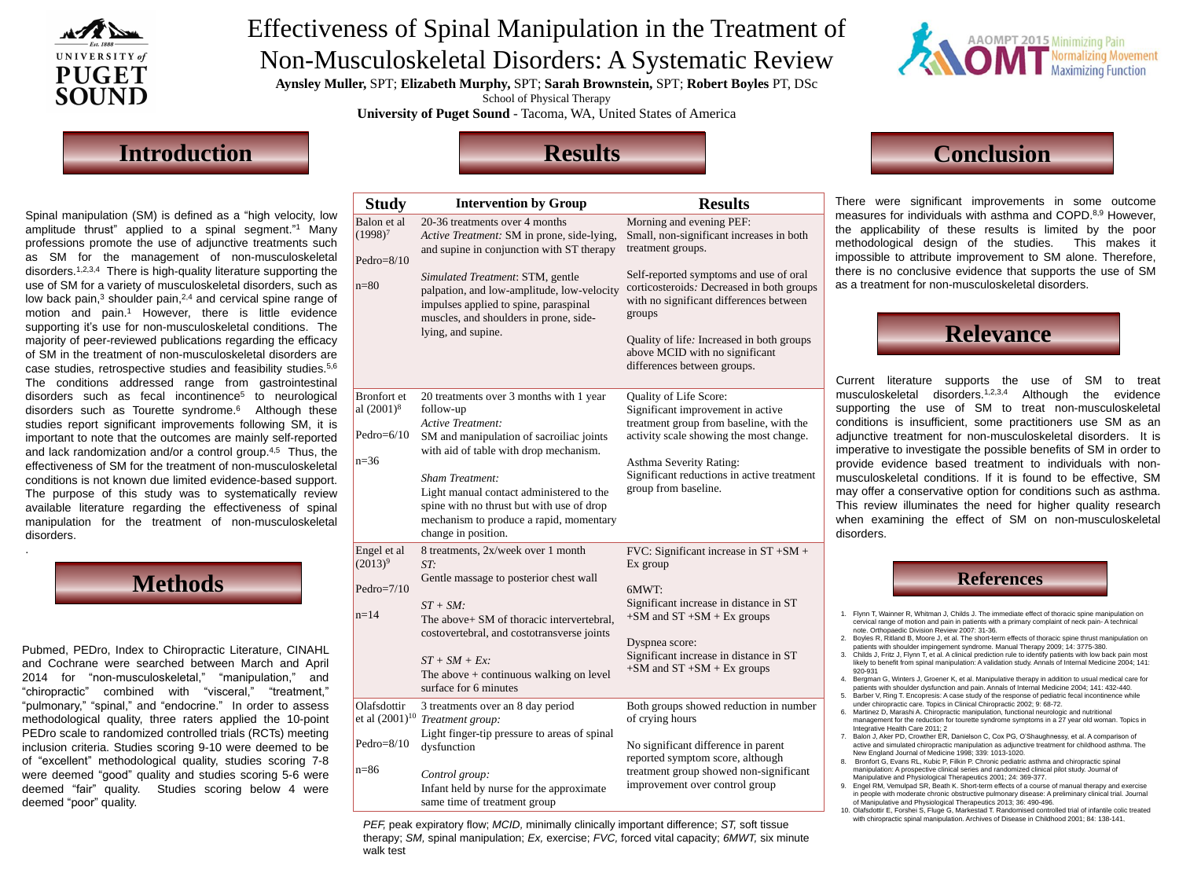# Effectiveness of Spinal Manipulation in the Treatment of Non-Musculoskeletal Disorders: A Systematic Review

**Aynsley Muller,** SPT; **Elizabeth Murphy,** SPT; **Sarah Brownstein,** SPT; **Robert Boyles** PT, DSc

School of Physical Therapy

**University of Puget Sound** - Tacoma, WA, United States of America

AAOMPT 2015 OMT Minimizing Pain Normalizing Movement Maximizing Function

## Introduction

Spinal manipulation (SM) is defined as a "high velocity, low amplitude thrust" applied to a spinal segment."[1] Many professions promote the use of adjunctive treatments such as SM for the management of non-musculoskeletal disorders.[1,2,3,4] There is high-quality literature supporting the use of SM for a variety of musculoskeletal disorders, such as low back pain,[3] shoulder pain,[2,4] and cervical spine range of motion and pain.[1] However, there is little evidence supporting it's use for non-musculoskeletal conditions. The majority of peer-reviewed publications regarding the efficacy of SM in the treatment of non-musculoskeletal disorders are case studies, retrospective studies and feasibility studies.[5,6] The conditions addressed range from gastrointestinal disorders such as fecal incontinence[5] to neurological disorders such as Tourette syndrome.[6] Although these studies report significant improvements following SM, it is important to note that the outcomes are mainly self-reported and lack randomization and/or a control group.[4,5] Thus, the effectiveness of SM for the treatment of non-musculoskeletal conditions is not known due limited evidence-based support. The purpose of this study was to systematically review available literature regarding the effectiveness of spinal manipulation for the treatment of non-musculoskeletal disorders.

## Methods

Pubmed, PEDro, Index to Chiropractic Literature, CINAHL and Cochrane were searched between March and April 2014 for "non-musculoskeletal," "manipulation," and "chiropractic" combined with "visceral," "treatment," "pulmonary," "spinal," and "endocrine." In order to assess methodological quality, three raters applied the 10-point PEDro scale to randomized controlled trials (RCTs) meeting inclusion criteria. Studies scoring 9-10 were deemed to be of "excellent" methodological quality, studies scoring 7-8 were deemed "good" quality and studies scoring 5-6 were deemed "fair" quality. Studies scoring below 4 were deemed "poor" quality.

## Results

| Study | Intervention by Group | Results |
|---|---|---|
| Balon et al (1998)[7]<br><br>Pedro=8/10<br><br>n=80 | 20-36 treatments over 4 months<br>*Active Treatment:* SM in prone, side-lying, and supine in conjunction with ST therapy<br><br>*Simulated Treatment*: STM, gentle palpation, and low-amplitude, low-velocity impulses applied to spine, paraspinal muscles, and shoulders in prone, side-lying, and supine. | Morning and evening PEF: Small, non-significant increases in both treatment groups.<br><br>Self-reported symptoms and use of oral corticosteroids: Decreased in both groups with no significant differences between groups<br><br>Quality of life: Increased in both groups above MCID with no significant differences between groups. |
| Bronfort et al (2001)[8]<br><br>Pedro=6/10<br><br>n=36 | 20 treatments over 3 months with 1 year follow-up<br>*Active Treatment:*<br>SM and manipulation of sacroiliac joints with aid of table with drop mechanism.<br><br>*Sham Treatment:*<br>Light manual contact administered to the spine with no thrust but with use of drop mechanism to produce a rapid, momentary change in position. | Quality of Life Score:<br>Significant improvement in active treatment group from baseline, with the activity scale showing the most change.<br><br>Asthma Severity Rating:<br>Significant reductions in active treatment group from baseline. |
| Engel et al (2013)[9]<br><br>Pedro=7/10<br><br>n=14 | 8 treatments, 2x/week over 1 month<br>*ST:*<br>Gentle massage to posterior chest wall<br><br>*ST + SM:*<br>The above+ SM of thoracic intervertebral, costovertebral, and costotransverse joints<br><br>*ST + SM + Ex:*<br>The above + continuous walking on level surface for 6 minutes | FVC: Significant increase in ST +SM + Ex group<br><br>6MWT:<br>Significant increase in distance in ST +SM and ST +SM + Ex groups<br><br>Dyspnea score:<br>Significant increase in distance in ST +SM and ST +SM + Ex groups |
| Olafsdottir et al (2001)[10]<br><br>Pedro=8/10<br><br>n=86 | 3 treatments over an 8 day period<br>*Treatment group:*<br>Light finger-tip pressure to areas of spinal dysfunction<br><br>*Control group:*<br>Infant held by nurse for the approximate same time of treatment group | Both groups showed reduction in number of crying hours<br><br>No significant difference in parent reported symptom score, although treatment group showed non-significant improvement over control group |

*PEF,* peak expiratory flow; *MCID,* minimally clinically important difference; *ST,* soft tissue therapy; *SM,* spinal manipulation; *Ex,* exercise; *FVC,* forced vital capacity; *6MWT,* six minute walk test

## Conclusion

There were significant improvements in some outcome measures for individuals with asthma and COPD.[8,9] However, the applicability of these results is limited by the poor methodological design of the studies. This makes it impossible to attribute improvement to SM alone. Therefore, there is no conclusive evidence that supports the use of SM as a treatment for non-musculoskeletal disorders.

## Relevance

Current literature supports the use of SM to treat musculoskeletal disorders.[1,2,3,4] Although the evidence supporting the use of SM to treat non-musculoskeletal conditions is insufficient, some practitioners use SM as an adjunctive treatment for non-musculoskeletal disorders. It is imperative to investigate the possible benefits of SM in order to provide evidence based treatment to individuals with non-musculoskeletal conditions. If it is found to be effective, SM may offer a conservative option for conditions such as asthma. This review illuminates the need for higher quality research when examining the effect of SM on non-musculoskeletal disorders.

## References

1. Flynn T, Wainner R, Whitman J, Childs J. The immediate effect of thoracic spine manipulation on cervical range of motion and pain in patients with a primary complaint of neck pain- A technical note. Orthopaedic Division Review 2007: 31-36.
2. Boyles R, Ritland B, Moore J, et al. The short-term effects of thoracic spine thrust manipulation on patients with shoulder impingement syndrome. Manual Therapy 2009; 14: 3775-380.
3. Childs J, Fritz J, Flynn T, et al. A clinical prediction rule to identify patients with low back pain most likely to benefit from spinal manipulation: A validation study. Annals of Internal Medicine 2004; 141: 920-931
4. Bergman G, Winters J, Groener K, et al. Manipulative therapy in addition to usual medical care for patients with shoulder dysfunction and pain. Annals of Internal Medicine 2004; 141: 432-440.
5. Barber V, Ring T. Encopresis: A case study of the response of pediatric fecal incontinence while under chiropractic care. Topics in Clinical Chiropractic 2002; 9: 68-72.
6. Martinez D, Marashi A. Chiropractic manipulation, functional neurologic and nutritional management for the reduction for tourette syndrome symptoms in a 27 year old woman. Topics in Integrative Health Care 2011; 2
7. Balon J, Aker PD, Crowther ER, Danielson C, Cox PG, O'Shaughnessy, et al. A comparison of active and simulated chiropractic manipulation as adjunctive treatment for childhood asthma. The New England Journal of Medicine 1998; 339: 1013-1020.
8. Bronfort G, Evans RL, Kubic P, Filkin P. Chronic pediatric asthma and chiropractic spinal manipulation: A prospective clinical series and randomized clinical pilot study. Journal of Manipulative and Physiological Therapeutics 2001; 24: 369-377.
9. Engel RM, Vemulpad SR, Beath K. Short-term effects of a course of manual therapy and exercise in people with moderate chronic obstructive pulmonary disease: A preliminary clinical trial. Journal of Manipulative and Physiological Therapeutics 2013; 36: 490-496.
10. Olafsdottir E, Forshei S, Fluge G, Markestad T. Randomised controlled trial of infantile colic treated with chiropractic spinal manipulation. Archives of Disease in Childhood 2001; 84: 138-141.